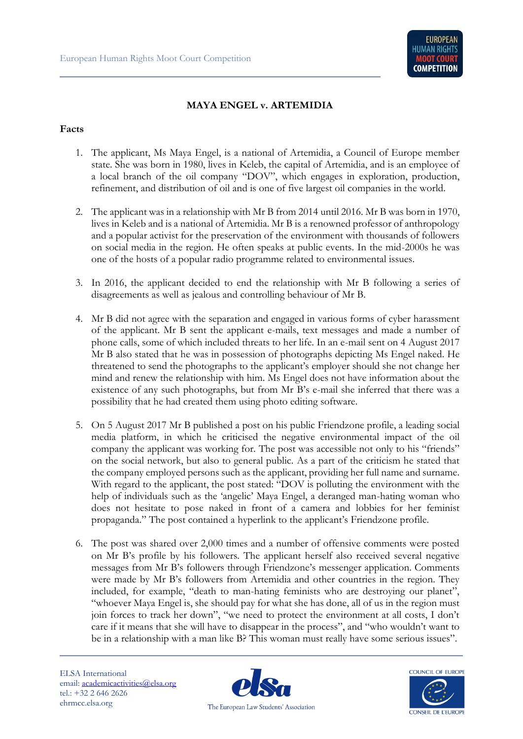## MAYA ENGEL v. ARTEMIDIA

### Facts

1. The applicant, Ms Maya Engel, is a national of Artemidia, a Council of Europe member state. She was born in 1980, lives in Keleb, the capital of Artemidia, and is an employee of a local branch of the oil company "DOV", which engages in exploration, production, refinement, and distribution of oil and is one of five largest oil companies in the world.

2. The applicant was in a relationship with Mr B from 2014 until 2016. Mr B was born in 1970, lives in Keleb and is a national of Artemidia. Mr B is a renowned professor of anthropology and a popular activist for the preservation of the environment with thousands of followers on social media in the region. He often speaks at public events. In the mid-2000s he was one of the hosts of a popular radio programme related to environmental issues.

3. In 2016, the applicant decided to end the relationship with Mr B following a series of disagreements as well as jealous and controlling behaviour of Mr B.

4. Mr B did not agree with the separation and engaged in various forms of cyber harassment of the applicant. Mr B sent the applicant e-mails, text messages and made a number of phone calls, some of which included threats to her life. In an e-mail sent on 4 August 2017 Mr B also stated that he was in possession of photographs depicting Ms Engel naked. He threatened to send the photographs to the applicant's employer should she not change her mind and renew the relationship with him. Ms Engel does not have information about the existence of any such photographs, but from Mr B's e-mail she inferred that there was a possibility that he had created them using photo editing software.

5. On 5 August 2017 Mr B published a post on his public Friendzone profile, a leading social media platform, in which he criticised the negative environmental impact of the oil company the applicant was working for. The post was accessible not only to his "friends" on the social network, but also to general public. As a part of the criticism he stated that the company employed persons such as the applicant, providing her full name and surname. With regard to the applicant, the post stated: "DOV is polluting the environment with the help of individuals such as the 'angelic' Maya Engel, a deranged man-hating woman who does not hesitate to pose naked in front of a camera and lobbies for her feminist propaganda." The post contained a hyperlink to the applicant's Friendzone profile.

6. The post was shared over 2,000 times and a number of offensive comments were posted on Mr B's profile by his followers. The applicant herself also received several negative messages from Mr B's followers through Friendzone's messenger application. Comments were made by Mr B's followers from Artemidia and other countries in the region. They included, for example, "death to man-hating feminists who are destroying our planet", "whoever Maya Engel is, she should pay for what she has done, all of us in the region must join forces to track her down", "we need to protect the environment at all costs, I don't care if it means that she will have to disappear in the process", and "who wouldn't want to be in a relationship with a man like B? This woman must really have some serious issues".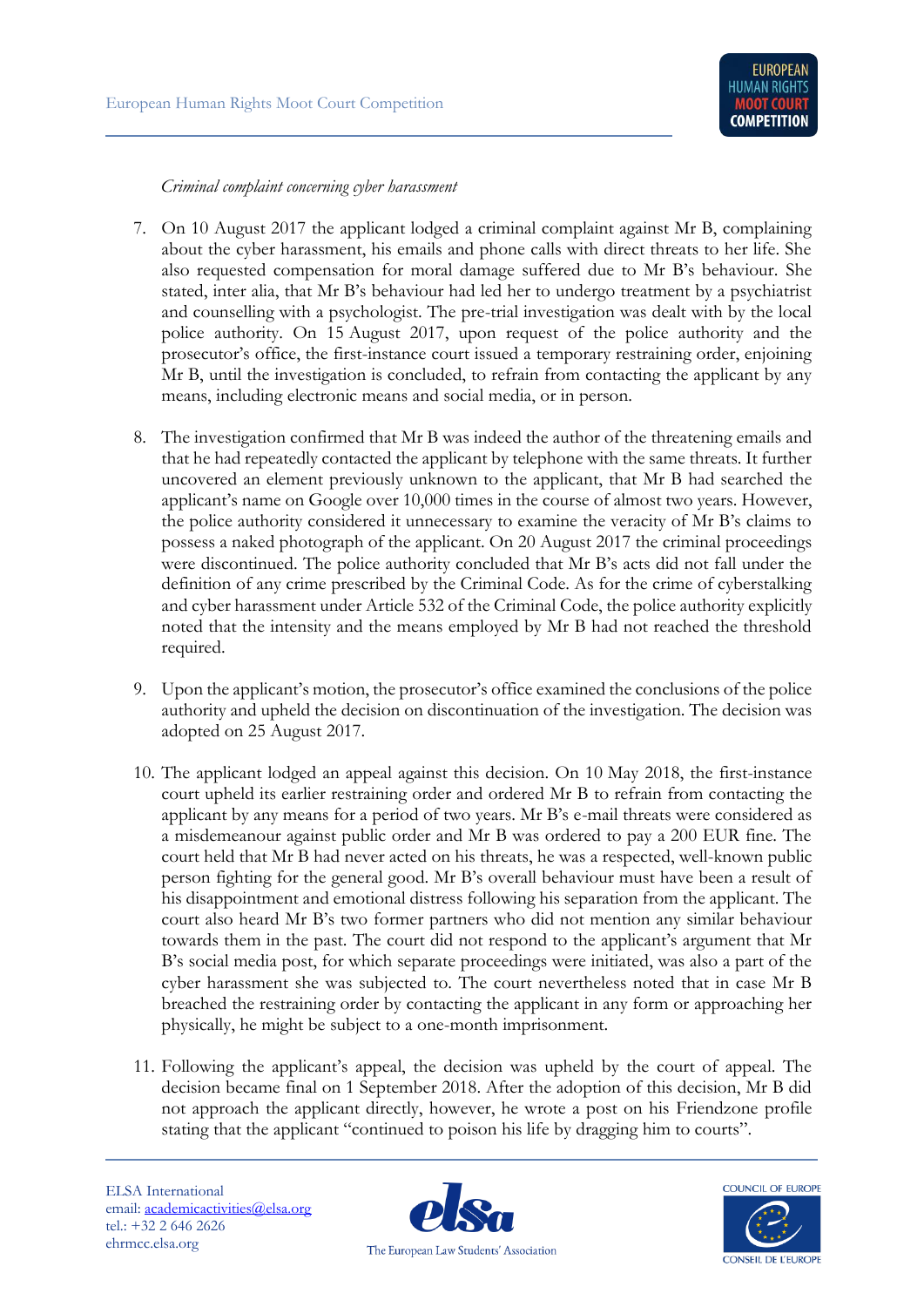*Criminal complaint concerning cyber harassment*

7. On 10 August 2017 the applicant lodged a criminal complaint against Mr B, complaining about the cyber harassment, his emails and phone calls with direct threats to her life. She also requested compensation for moral damage suffered due to Mr B's behaviour. She stated, inter alia, that Mr B's behaviour had led her to undergo treatment by a psychiatrist and counselling with a psychologist. The pre-trial investigation was dealt with by the local police authority. On 15 August 2017, upon request of the police authority and the prosecutor's office, the first-instance court issued a temporary restraining order, enjoining Mr B, until the investigation is concluded, to refrain from contacting the applicant by any means, including electronic means and social media, or in person.

8. The investigation confirmed that Mr B was indeed the author of the threatening emails and that he had repeatedly contacted the applicant by telephone with the same threats. It further uncovered an element previously unknown to the applicant, that Mr B had searched the applicant's name on Google over 10,000 times in the course of almost two years. However, the police authority considered it unnecessary to examine the veracity of Mr B's claims to possess a naked photograph of the applicant. On 20 August 2017 the criminal proceedings were discontinued. The police authority concluded that Mr B's acts did not fall under the definition of any crime prescribed by the Criminal Code. As for the crime of cyberstalking and cyber harassment under Article 532 of the Criminal Code, the police authority explicitly noted that the intensity and the means employed by Mr B had not reached the threshold required.

9. Upon the applicant's motion, the prosecutor's office examined the conclusions of the police authority and upheld the decision on discontinuation of the investigation. The decision was adopted on 25 August 2017.

10. The applicant lodged an appeal against this decision. On 10 May 2018, the first-instance court upheld its earlier restraining order and ordered Mr B to refrain from contacting the applicant by any means for a period of two years. Mr B's e-mail threats were considered as a misdemeanour against public order and Mr B was ordered to pay a 200 EUR fine. The court held that Mr B had never acted on his threats, he was a respected, well-known public person fighting for the general good. Mr B's overall behaviour must have been a result of his disappointment and emotional distress following his separation from the applicant. The court also heard Mr B's two former partners who did not mention any similar behaviour towards them in the past. The court did not respond to the applicant's argument that Mr B's social media post, for which separate proceedings were initiated, was also a part of the cyber harassment she was subjected to. The court nevertheless noted that in case Mr B breached the restraining order by contacting the applicant in any form or approaching her physically, he might be subject to a one-month imprisonment.

11. Following the applicant's appeal, the decision was upheld by the court of appeal. The decision became final on 1 September 2018. After the adoption of this decision, Mr B did not approach the applicant directly, however, he wrote a post on his Friendzone profile stating that the applicant "continued to poison his life by dragging him to courts".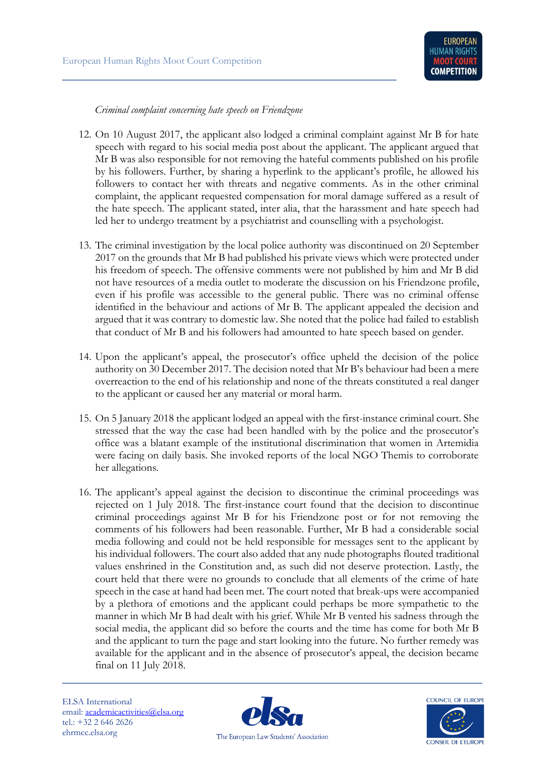*Criminal complaint concerning hate speech on Friendzone*

12. On 10 August 2017, the applicant also lodged a criminal complaint against Mr B for hate speech with regard to his social media post about the applicant. The applicant argued that Mr B was also responsible for not removing the hateful comments published on his profile by his followers. Further, by sharing a hyperlink to the applicant's profile, he allowed his followers to contact her with threats and negative comments. As in the other criminal complaint, the applicant requested compensation for moral damage suffered as a result of the hate speech. The applicant stated, inter alia, that the harassment and hate speech had led her to undergo treatment by a psychiatrist and counselling with a psychologist.

13. The criminal investigation by the local police authority was discontinued on 20 September 2017 on the grounds that Mr B had published his private views which were protected under his freedom of speech. The offensive comments were not published by him and Mr B did not have resources of a media outlet to moderate the discussion on his Friendzone profile, even if his profile was accessible to the general public. There was no criminal offense identified in the behaviour and actions of Mr B. The applicant appealed the decision and argued that it was contrary to domestic law. She noted that the police had failed to establish that conduct of Mr B and his followers had amounted to hate speech based on gender.

14. Upon the applicant's appeal, the prosecutor's office upheld the decision of the police authority on 30 December 2017. The decision noted that Mr B's behaviour had been a mere overreaction to the end of his relationship and none of the threats constituted a real danger to the applicant or caused her any material or moral harm.

15. On 5 January 2018 the applicant lodged an appeal with the first-instance criminal court. She stressed that the way the case had been handled with by the police and the prosecutor's office was a blatant example of the institutional discrimination that women in Artemidia were facing on daily basis. She invoked reports of the local NGO Themis to corroborate her allegations.

16. The applicant's appeal against the decision to discontinue the criminal proceedings was rejected on 1 July 2018. The first-instance court found that the decision to discontinue criminal proceedings against Mr B for his Friendzone post or for not removing the comments of his followers had been reasonable. Further, Mr B had a considerable social media following and could not be held responsible for messages sent to the applicant by his individual followers. The court also added that any nude photographs flouted traditional values enshrined in the Constitution and, as such did not deserve protection. Lastly, the court held that there were no grounds to conclude that all elements of the crime of hate speech in the case at hand had been met. The court noted that break-ups were accompanied by a plethora of emotions and the applicant could perhaps be more sympathetic to the manner in which Mr B had dealt with his grief. While Mr B vented his sadness through the social media, the applicant did so before the courts and the time has come for both Mr B and the applicant to turn the page and start looking into the future. No further remedy was available for the applicant and in the absence of prosecutor's appeal, the decision became final on 11 July 2018.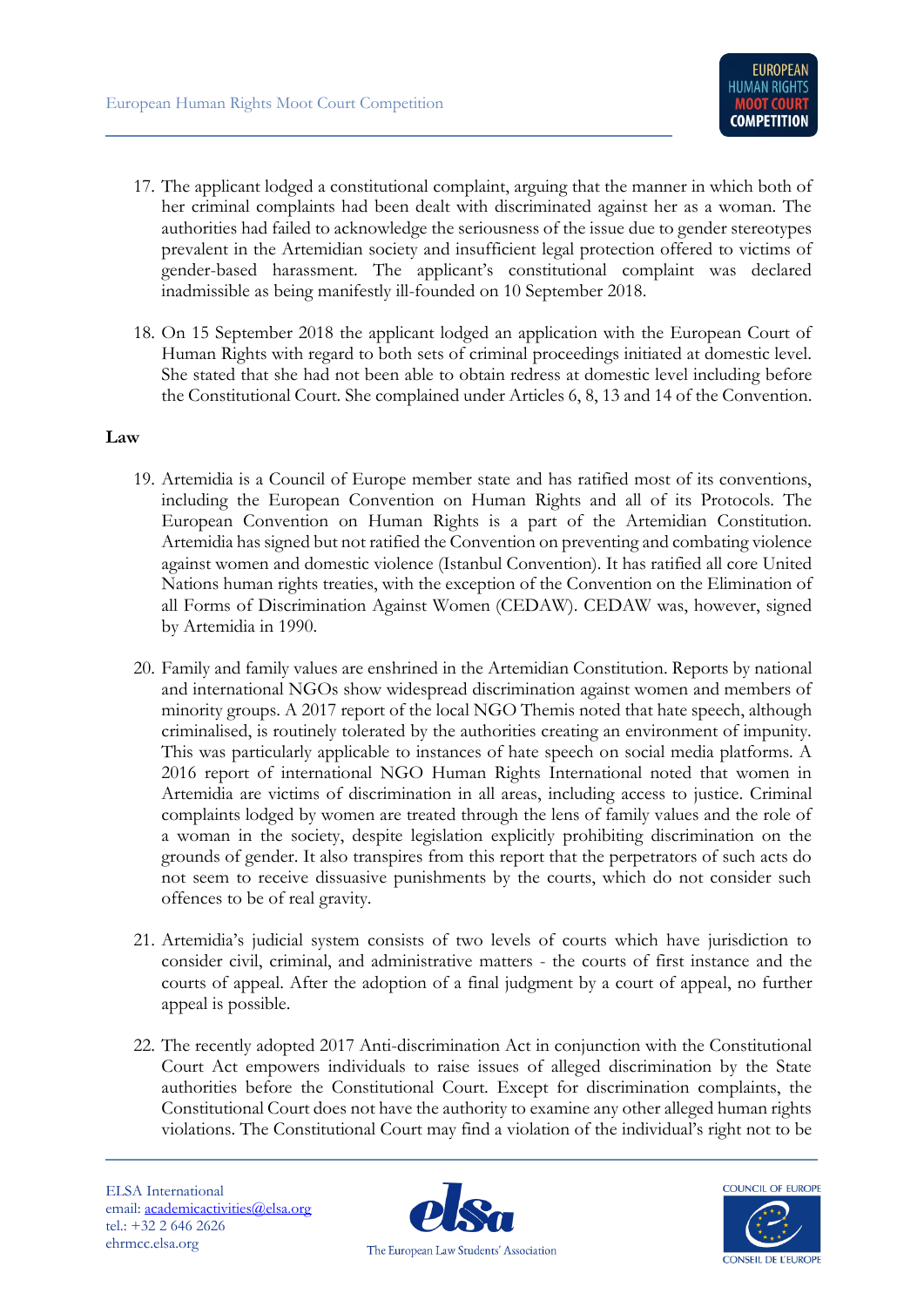17. The applicant lodged a constitutional complaint, arguing that the manner in which both of her criminal complaints had been dealt with discriminated against her as a woman. The authorities had failed to acknowledge the seriousness of the issue due to gender stereotypes prevalent in the Artemidian society and insufficient legal protection offered to victims of gender-based harassment. The applicant's constitutional complaint was declared inadmissible as being manifestly ill-founded on 10 September 2018.

18. On 15 September 2018 the applicant lodged an application with the European Court of Human Rights with regard to both sets of criminal proceedings initiated at domestic level. She stated that she had not been able to obtain redress at domestic level including before the Constitutional Court. She complained under Articles 6, 8, 13 and 14 of the Convention.

**Law**

19. Artemidia is a Council of Europe member state and has ratified most of its conventions, including the European Convention on Human Rights and all of its Protocols. The European Convention on Human Rights is a part of the Artemidian Constitution. Artemidia has signed but not ratified the Convention on preventing and combating violence against women and domestic violence (Istanbul Convention). It has ratified all core United Nations human rights treaties, with the exception of the Convention on the Elimination of all Forms of Discrimination Against Women (CEDAW). CEDAW was, however, signed by Artemidia in 1990.

20. Family and family values are enshrined in the Artemidian Constitution. Reports by national and international NGOs show widespread discrimination against women and members of minority groups. A 2017 report of the local NGO Themis noted that hate speech, although criminalised, is routinely tolerated by the authorities creating an environment of impunity. This was particularly applicable to instances of hate speech on social media platforms. A 2016 report of international NGO Human Rights International noted that women in Artemidia are victims of discrimination in all areas, including access to justice. Criminal complaints lodged by women are treated through the lens of family values and the role of a woman in the society, despite legislation explicitly prohibiting discrimination on the grounds of gender. It also transpires from this report that the perpetrators of such acts do not seem to receive dissuasive punishments by the courts, which do not consider such offences to be of real gravity.

21. Artemidia's judicial system consists of two levels of courts which have jurisdiction to consider civil, criminal, and administrative matters - the courts of first instance and the courts of appeal. After the adoption of a final judgment by a court of appeal, no further appeal is possible.

22. The recently adopted 2017 Anti-discrimination Act in conjunction with the Constitutional Court Act empowers individuals to raise issues of alleged discrimination by the State authorities before the Constitutional Court. Except for discrimination complaints, the Constitutional Court does not have the authority to examine any other alleged human rights violations. The Constitutional Court may find a violation of the individual's right not to be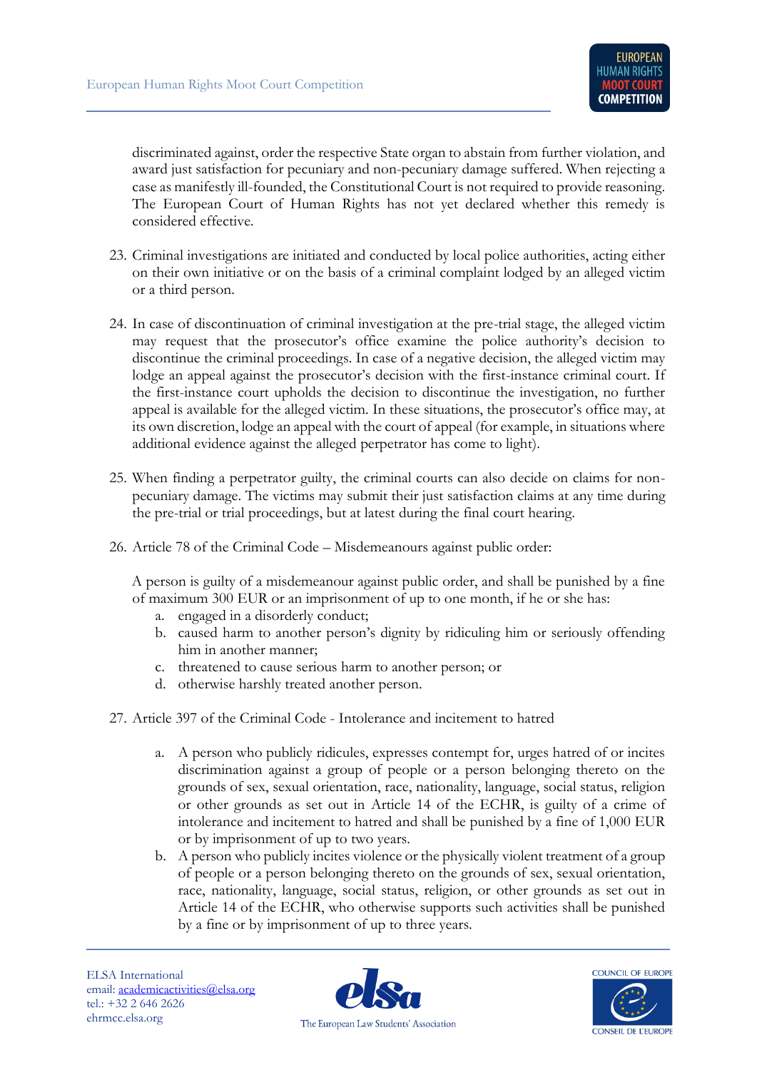discriminated against, order the respective State organ to abstain from further violation, and award just satisfaction for pecuniary and non-pecuniary damage suffered. When rejecting a case as manifestly ill-founded, the Constitutional Court is not required to provide reasoning. The European Court of Human Rights has not yet declared whether this remedy is considered effective.

23. Criminal investigations are initiated and conducted by local police authorities, acting either on their own initiative or on the basis of a criminal complaint lodged by an alleged victim or a third person.

24. In case of discontinuation of criminal investigation at the pre-trial stage, the alleged victim may request that the prosecutor's office examine the police authority's decision to discontinue the criminal proceedings. In case of a negative decision, the alleged victim may lodge an appeal against the prosecutor's decision with the first-instance criminal court. If the first-instance court upholds the decision to discontinue the investigation, no further appeal is available for the alleged victim. In these situations, the prosecutor's office may, at its own discretion, lodge an appeal with the court of appeal (for example, in situations where additional evidence against the alleged perpetrator has come to light).

25. When finding a perpetrator guilty, the criminal courts can also decide on claims for non-pecuniary damage. The victims may submit their just satisfaction claims at any time during the pre-trial or trial proceedings, but at latest during the final court hearing.

26. Article 78 of the Criminal Code – Misdemeanours against public order:

    A person is guilty of a misdemeanour against public order, and shall be punished by a fine of maximum 300 EUR or an imprisonment of up to one month, if he or she has:
    a. engaged in a disorderly conduct;
    b. caused harm to another person's dignity by ridiculing him or seriously offending him in another manner;
    c. threatened to cause serious harm to another person; or
    d. otherwise harshly treated another person.

27. Article 397 of the Criminal Code - Intolerance and incitement to hatred

    a. A person who publicly ridicules, expresses contempt for, urges hatred of or incites discrimination against a group of people or a person belonging thereto on the grounds of sex, sexual orientation, race, nationality, language, social status, religion or other grounds as set out in Article 14 of the ECHR, is guilty of a crime of intolerance and incitement to hatred and shall be punished by a fine of 1,000 EUR or by imprisonment of up to two years.
    b. A person who publicly incites violence or the physically violent treatment of a group of people or a person belonging thereto on the grounds of sex, sexual orientation, race, nationality, language, social status, religion, or other grounds as set out in Article 14 of the ECHR, who otherwise supports such activities shall be punished by a fine or by imprisonment of up to three years.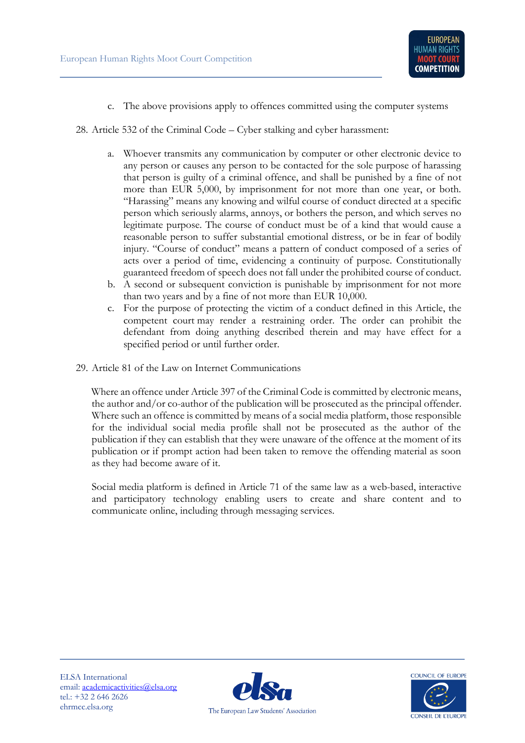c. The above provisions apply to offences committed using the computer systems

28. Article 532 of the Criminal Code – Cyber stalking and cyber harassment:

   a. Whoever transmits any communication by computer or other electronic device to any person or causes any person to be contacted for the sole purpose of harassing that person is guilty of a criminal offence, and shall be punished by a fine of not more than EUR 5,000, by imprisonment for not more than one year, or both. "Harassing" means any knowing and wilful course of conduct directed at a specific person which seriously alarms, annoys, or bothers the person, and which serves no legitimate purpose. The course of conduct must be of a kind that would cause a reasonable person to suffer substantial emotional distress, or be in fear of bodily injury. "Course of conduct" means a pattern of conduct composed of a series of acts over a period of time, evidencing a continuity of purpose. Constitutionally guaranteed freedom of speech does not fall under the prohibited course of conduct.
   b. A second or subsequent conviction is punishable by imprisonment for not more than two years and by a fine of not more than EUR 10,000.
   c. For the purpose of protecting the victim of a conduct defined in this Article, the competent court may render a restraining order. The order can prohibit the defendant from doing anything described therein and may have effect for a specified period or until further order.

29. Article 81 of the Law on Internet Communications

Where an offence under Article 397 of the Criminal Code is committed by electronic means, the author and/or co-author of the publication will be prosecuted as the principal offender. Where such an offence is committed by means of a social media platform, those responsible for the individual social media profile shall not be prosecuted as the author of the publication if they can establish that they were unaware of the offence at the moment of its publication or if prompt action had been taken to remove the offending material as soon as they had become aware of it.

Social media platform is defined in Article 71 of the same law as a web-based, interactive and participatory technology enabling users to create and share content and to communicate online, including through messaging services.